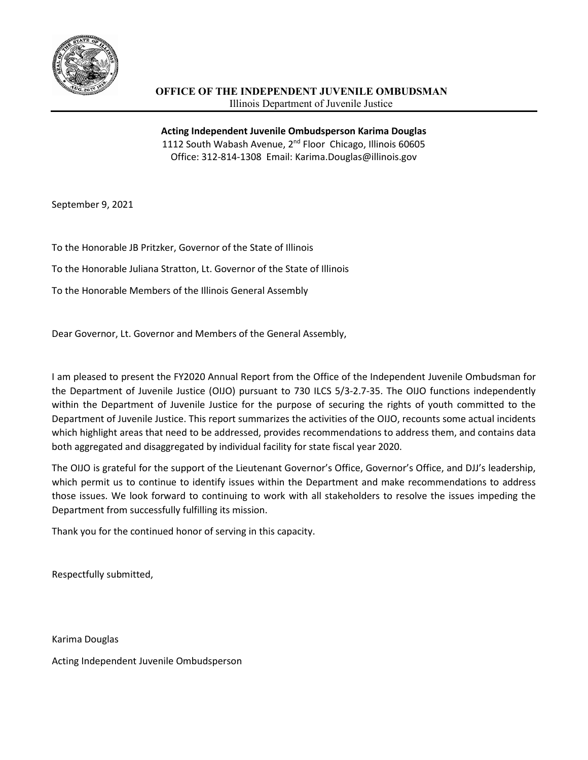**OFFICE OF THE INDEPENDENT JUVENILE OMBUDSMAN**
Illinois Department of Juvenile Justice

---

**Acting Independent Juvenile Ombudsperson Karima Douglas**
1112 South Wabash Avenue, 2nd Floor Chicago, Illinois 60605
Office: 312-814-1308 Email: Karima.Douglas@illinois.gov

September 9, 2021

To the Honorable JB Pritzker, Governor of the State of Illinois

To the Honorable Juliana Stratton, Lt. Governor of the State of Illinois

To the Honorable Members of the Illinois General Assembly

Dear Governor, Lt. Governor and Members of the General Assembly,

I am pleased to present the FY2020 Annual Report from the Office of the Independent Juvenile Ombudsman for the Department of Juvenile Justice (OIJO) pursuant to 730 ILCS 5/3-2.7-35. The OIJO functions independently within the Department of Juvenile Justice for the purpose of securing the rights of youth committed to the Department of Juvenile Justice. This report summarizes the activities of the OIJO, recounts some actual incidents which highlight areas that need to be addressed, provides recommendations to address them, and contains data both aggregated and disaggregated by individual facility for state fiscal year 2020.

The OIJO is grateful for the support of the Lieutenant Governor's Office, Governor's Office, and DJJ's leadership, which permit us to continue to identify issues within the Department and make recommendations to address those issues. We look forward to continuing to work with all stakeholders to resolve the issues impeding the Department from successfully fulfilling its mission.

Thank you for the continued honor of serving in this capacity.

Respectfully submitted,

Karima Douglas

Acting Independent Juvenile Ombudsperson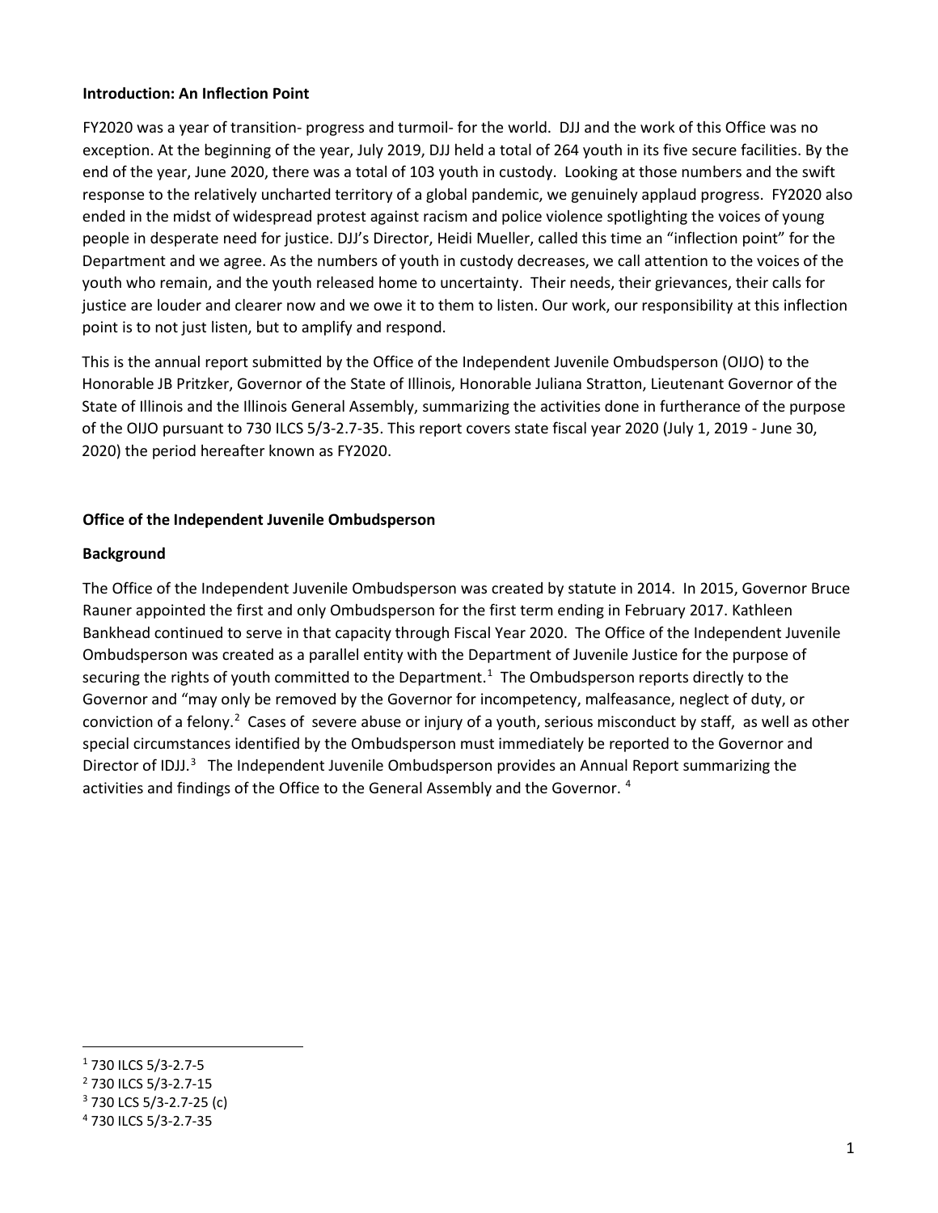**Introduction: An Inflection Point**

FY2020 was a year of transition- progress and turmoil- for the world. DJJ and the work of this Office was no exception. At the beginning of the year, July 2019, DJJ held a total of 264 youth in its five secure facilities. By the end of the year, June 2020, there was a total of 103 youth in custody. Looking at those numbers and the swift response to the relatively uncharted territory of a global pandemic, we genuinely applaud progress. FY2020 also ended in the midst of widespread protest against racism and police violence spotlighting the voices of young people in desperate need for justice. DJJ's Director, Heidi Mueller, called this time an "inflection point" for the Department and we agree. As the numbers of youth in custody decreases, we call attention to the voices of the youth who remain, and the youth released home to uncertainty. Their needs, their grievances, their calls for justice are louder and clearer now and we owe it to them to listen. Our work, our responsibility at this inflection point is to not just listen, but to amplify and respond.

This is the annual report submitted by the Office of the Independent Juvenile Ombudsperson (OIJO) to the Honorable JB Pritzker, Governor of the State of Illinois, Honorable Juliana Stratton, Lieutenant Governor of the State of Illinois and the Illinois General Assembly, summarizing the activities done in furtherance of the purpose of the OIJO pursuant to 730 ILCS 5/3-2.7-35. This report covers state fiscal year 2020 (July 1, 2019 - June 30, 2020) the period hereafter known as FY2020.

**Office of the Independent Juvenile Ombudsperson**

**Background**

The Office of the Independent Juvenile Ombudsperson was created by statute in 2014. In 2015, Governor Bruce Rauner appointed the first and only Ombudsperson for the first term ending in February 2017. Kathleen Bankhead continued to serve in that capacity through Fiscal Year 2020. The Office of the Independent Juvenile Ombudsperson was created as a parallel entity with the Department of Juvenile Justice for the purpose of securing the rights of youth committed to the Department.[1] The Ombudsperson reports directly to the Governor and "may only be removed by the Governor for incompetency, malfeasance, neglect of duty, or conviction of a felony.[2] Cases of severe abuse or injury of a youth, serious misconduct by staff, as well as other special circumstances identified by the Ombudsperson must immediately be reported to the Governor and Director of IDJJ.[3] The Independent Juvenile Ombudsperson provides an Annual Report summarizing the activities and findings of the Office to the General Assembly and the Governor. [4]

---

[1] 730 ILCS 5/3-2.7-5

[2] 730 ILCS 5/3-2.7-15

[3] 730 LCS 5/3-2.7-25 (c)

[4] 730 ILCS 5/3-2.7-35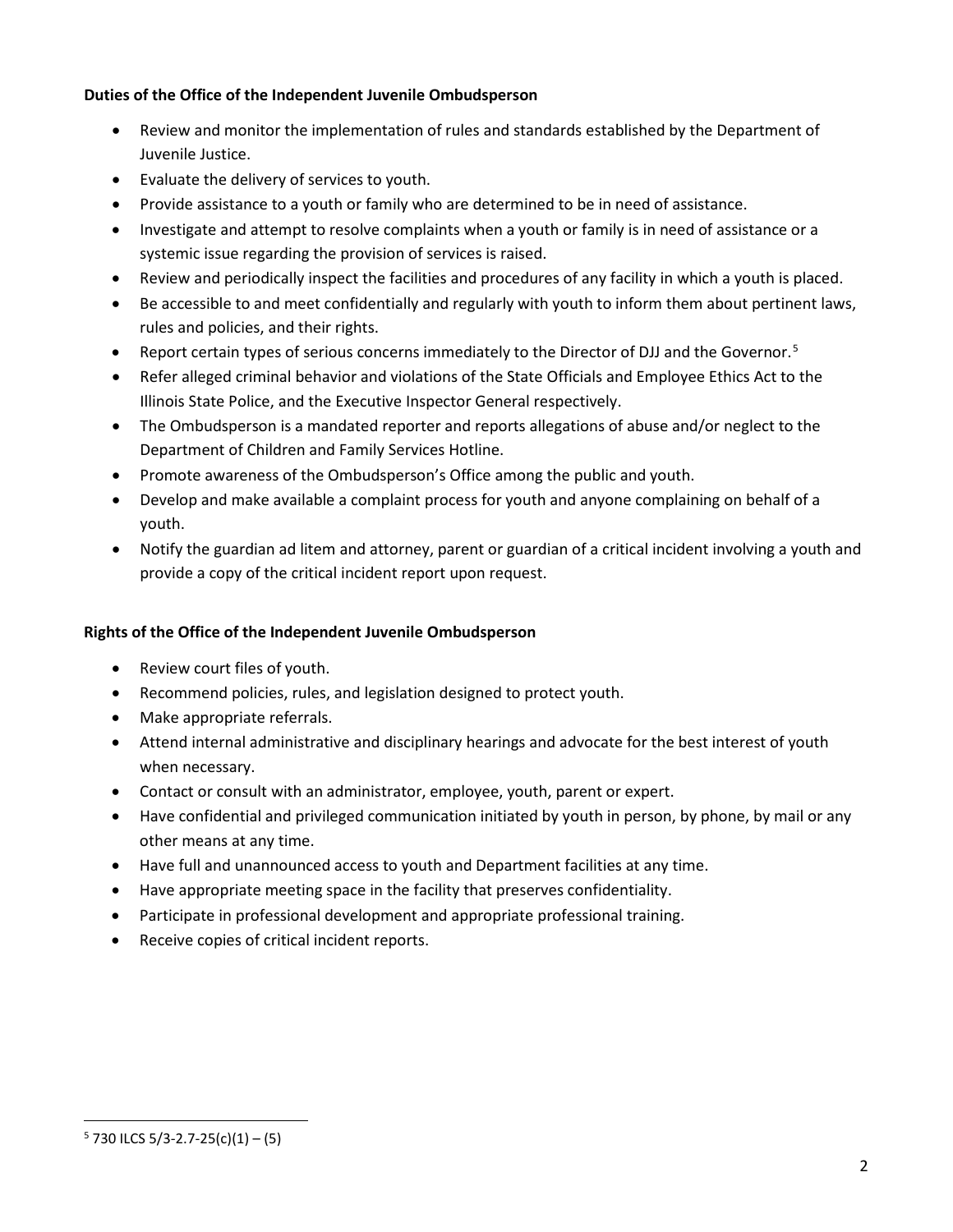**Duties of the Office of the Independent Juvenile Ombudsperson**

- Review and monitor the implementation of rules and standards established by the Department of Juvenile Justice.
- Evaluate the delivery of services to youth.
- Provide assistance to a youth or family who are determined to be in need of assistance.
- Investigate and attempt to resolve complaints when a youth or family is in need of assistance or a systemic issue regarding the provision of services is raised.
- Review and periodically inspect the facilities and procedures of any facility in which a youth is placed.
- Be accessible to and meet confidentially and regularly with youth to inform them about pertinent laws, rules and policies, and their rights.
- Report certain types of serious concerns immediately to the Director of DJJ and the Governor.[5]
- Refer alleged criminal behavior and violations of the State Officials and Employee Ethics Act to the Illinois State Police, and the Executive Inspector General respectively.
- The Ombudsperson is a mandated reporter and reports allegations of abuse and/or neglect to the Department of Children and Family Services Hotline.
- Promote awareness of the Ombudsperson's Office among the public and youth.
- Develop and make available a complaint process for youth and anyone complaining on behalf of a youth.
- Notify the guardian ad litem and attorney, parent or guardian of a critical incident involving a youth and provide a copy of the critical incident report upon request.

**Rights of the Office of the Independent Juvenile Ombudsperson**

- Review court files of youth.
- Recommend policies, rules, and legislation designed to protect youth.
- Make appropriate referrals.
- Attend internal administrative and disciplinary hearings and advocate for the best interest of youth when necessary.
- Contact or consult with an administrator, employee, youth, parent or expert.
- Have confidential and privileged communication initiated by youth in person, by phone, by mail or any other means at any time.
- Have full and unannounced access to youth and Department facilities at any time.
- Have appropriate meeting space in the facility that preserves confidentiality.
- Participate in professional development and appropriate professional training.
- Receive copies of critical incident reports.

[5] 730 ILCS 5/3-2.7-25(c)(1) – (5)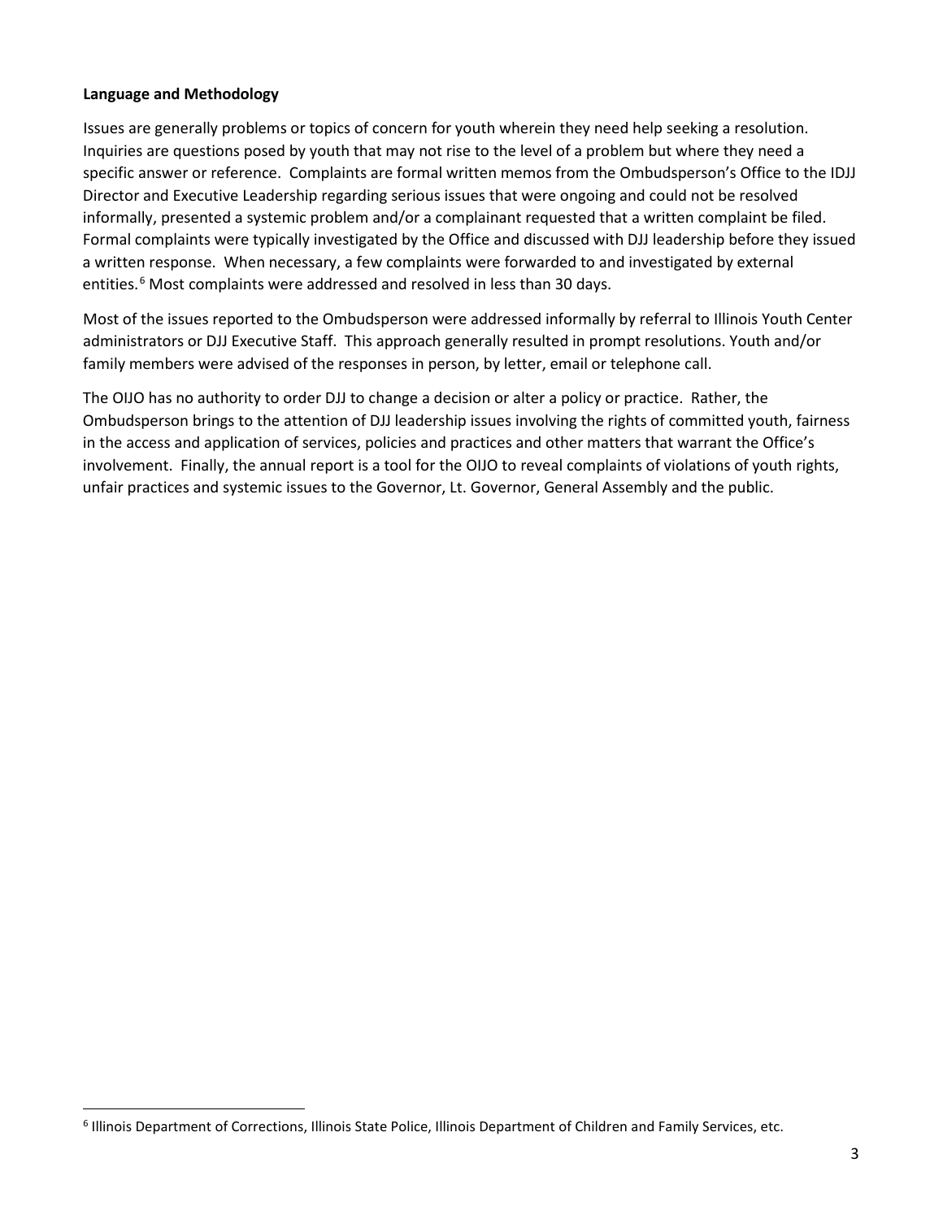**Language and Methodology**

Issues are generally problems or topics of concern for youth wherein they need help seeking a resolution. Inquiries are questions posed by youth that may not rise to the level of a problem but where they need a specific answer or reference. Complaints are formal written memos from the Ombudsperson's Office to the IDJJ Director and Executive Leadership regarding serious issues that were ongoing and could not be resolved informally, presented a systemic problem and/or a complainant requested that a written complaint be filed. Formal complaints were typically investigated by the Office and discussed with DJJ leadership before they issued a written response. When necessary, a few complaints were forwarded to and investigated by external entities.[6] Most complaints were addressed and resolved in less than 30 days.

Most of the issues reported to the Ombudsperson were addressed informally by referral to Illinois Youth Center administrators or DJJ Executive Staff. This approach generally resulted in prompt resolutions. Youth and/or family members were advised of the responses in person, by letter, email or telephone call.

The OIJO has no authority to order DJJ to change a decision or alter a policy or practice. Rather, the Ombudsperson brings to the attention of DJJ leadership issues involving the rights of committed youth, fairness in the access and application of services, policies and practices and other matters that warrant the Office's involvement. Finally, the annual report is a tool for the OIJO to reveal complaints of violations of youth rights, unfair practices and systemic issues to the Governor, Lt. Governor, General Assembly and the public.

[6] Illinois Department of Corrections, Illinois State Police, Illinois Department of Children and Family Services, etc.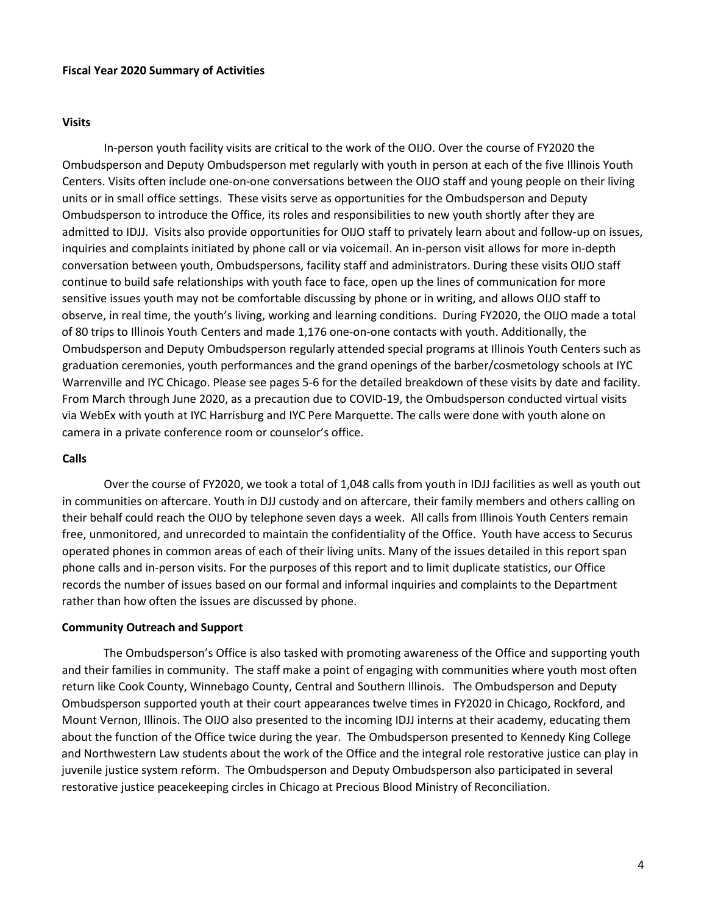**Fiscal Year 2020 Summary of Activities**

**Visits**

In-person youth facility visits are critical to the work of the OIJO. Over the course of FY2020 the Ombudsperson and Deputy Ombudsperson met regularly with youth in person at each of the five Illinois Youth Centers. Visits often include one-on-one conversations between the OIJO staff and young people on their living units or in small office settings. These visits serve as opportunities for the Ombudsperson and Deputy Ombudsperson to introduce the Office, its roles and responsibilities to new youth shortly after they are admitted to IDJJ. Visits also provide opportunities for OIJO staff to privately learn about and follow-up on issues, inquiries and complaints initiated by phone call or via voicemail. An in-person visit allows for more in-depth conversation between youth, Ombudspersons, facility staff and administrators. During these visits OIJO staff continue to build safe relationships with youth face to face, open up the lines of communication for more sensitive issues youth may not be comfortable discussing by phone or in writing, and allows OIJO staff to observe, in real time, the youth's living, working and learning conditions. During FY2020, the OIJO made a total of 80 trips to Illinois Youth Centers and made 1,176 one-on-one contacts with youth. Additionally, the Ombudsperson and Deputy Ombudsperson regularly attended special programs at Illinois Youth Centers such as graduation ceremonies, youth performances and the grand openings of the barber/cosmetology schools at IYC Warrenville and IYC Chicago. Please see pages 5-6 for the detailed breakdown of these visits by date and facility. From March through June 2020, as a precaution due to COVID-19, the Ombudsperson conducted virtual visits via WebEx with youth at IYC Harrisburg and IYC Pere Marquette. The calls were done with youth alone on camera in a private conference room or counselor's office.

**Calls**

Over the course of FY2020, we took a total of 1,048 calls from youth in IDJJ facilities as well as youth out in communities on aftercare. Youth in DJJ custody and on aftercare, their family members and others calling on their behalf could reach the OIJO by telephone seven days a week. All calls from Illinois Youth Centers remain free, unmonitored, and unrecorded to maintain the confidentiality of the Office. Youth have access to Securus operated phones in common areas of each of their living units. Many of the issues detailed in this report span phone calls and in-person visits. For the purposes of this report and to limit duplicate statistics, our Office records the number of issues based on our formal and informal inquiries and complaints to the Department rather than how often the issues are discussed by phone.

**Community Outreach and Support**

The Ombudsperson's Office is also tasked with promoting awareness of the Office and supporting youth and their families in community. The staff make a point of engaging with communities where youth most often return like Cook County, Winnebago County, Central and Southern Illinois. The Ombudsperson and Deputy Ombudsperson supported youth at their court appearances twelve times in FY2020 in Chicago, Rockford, and Mount Vernon, Illinois. The OIJO also presented to the incoming IDJJ interns at their academy, educating them about the function of the Office twice during the year. The Ombudsperson presented to Kennedy King College and Northwestern Law students about the work of the Office and the integral role restorative justice can play in juvenile justice system reform. The Ombudsperson and Deputy Ombudsperson also participated in several restorative justice peacekeeping circles in Chicago at Precious Blood Ministry of Reconciliation.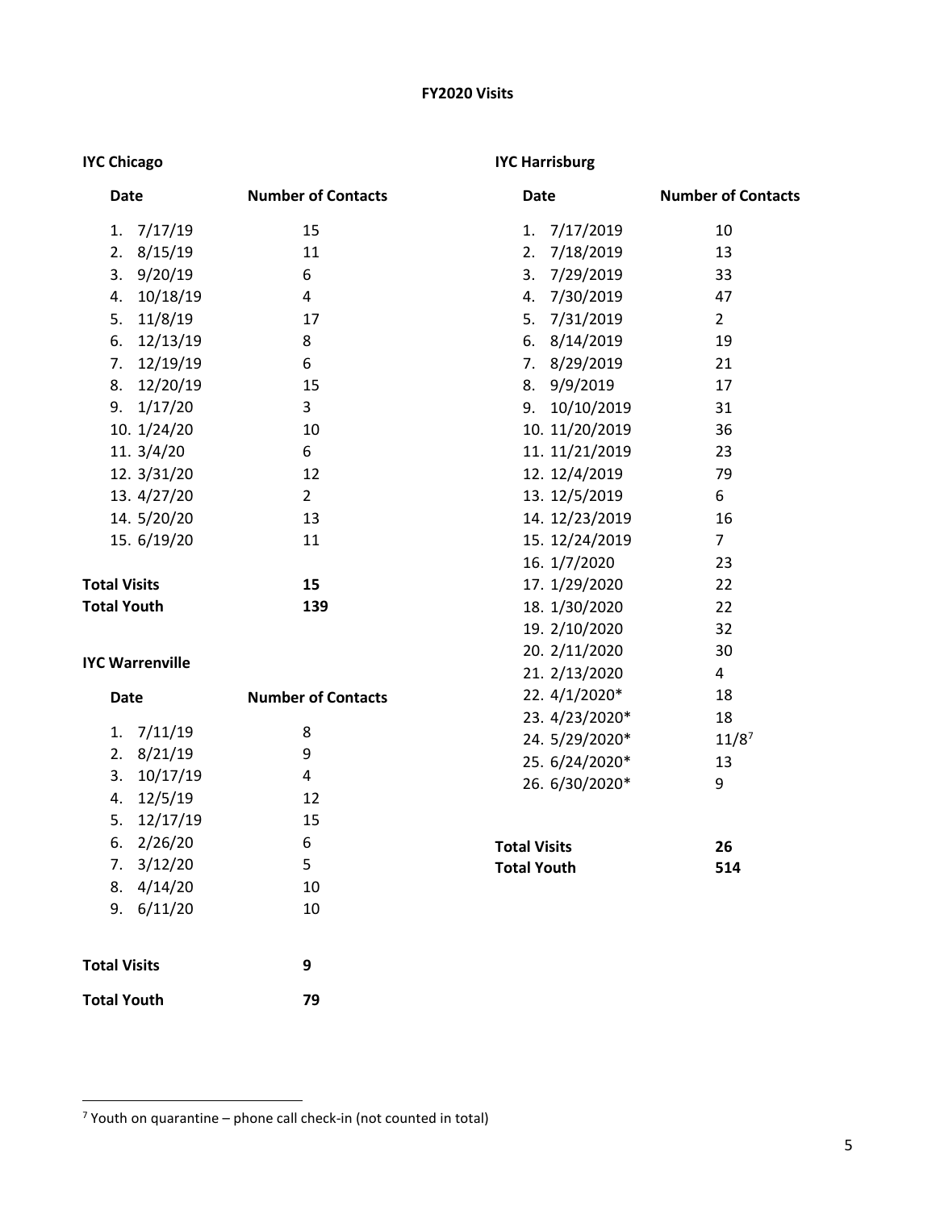### FY2020 Visits

**IYC Chicago**

| Date | Number of Contacts |
|---|---|
| 1. 7/17/19 | 15 |
| 2. 8/15/19 | 11 |
| 3. 9/20/19 | 6 |
| 4. 10/18/19 | 4 |
| 5. 11/8/19 | 17 |
| 6. 12/13/19 | 8 |
| 7. 12/19/19 | 6 |
| 8. 12/20/19 | 15 |
| 9. 1/17/20 | 3 |
| 10. 1/24/20 | 10 |
| 11. 3/4/20 | 6 |
| 12. 3/31/20 | 12 |
| 13. 4/27/20 | 2 |
| 14. 5/20/20 | 13 |
| 15. 6/19/20 | 11 |
| **Total Visits** | **15** |
| **Total Youth** | **139** |

**IYC Warrenville**

| Date | Number of Contacts |
|---|---|
| 1. 7/11/19 | 8 |
| 2. 8/21/19 | 9 |
| 3. 10/17/19 | 4 |
| 4. 12/5/19 | 12 |
| 5. 12/17/19 | 15 |
| 6. 2/26/20 | 6 |
| 7. 3/12/20 | 5 |
| 8. 4/14/20 | 10 |
| 9. 6/11/20 | 10 |
| **Total Visits** | **9** |
| **Total Youth** | **79** |

**IYC Harrisburg**

| Date | Number of Contacts |
|---|---|
| 1. 7/17/2019 | 10 |
| 2. 7/18/2019 | 13 |
| 3. 7/29/2019 | 33 |
| 4. 7/30/2019 | 47 |
| 5. 7/31/2019 | 2 |
| 6. 8/14/2019 | 19 |
| 7. 8/29/2019 | 21 |
| 8. 9/9/2019 | 17 |
| 9. 10/10/2019 | 31 |
| 10. 11/20/2019 | 36 |
| 11. 11/21/2019 | 23 |
| 12. 12/4/2019 | 79 |
| 13. 12/5/2019 | 6 |
| 14. 12/23/2019 | 16 |
| 15. 12/24/2019 | 7 |
| 16. 1/7/2020 | 23 |
| 17. 1/29/2020 | 22 |
| 18. 1/30/2020 | 22 |
| 19. 2/10/2020 | 32 |
| 20. 2/11/2020 | 30 |
| 21. 2/13/2020 | 4 |
| 22. 4/1/2020* | 18 |
| 23. 4/23/2020* | 18 |
| 24. 5/29/2020* | 11/8[7] |
| 25. 6/24/2020* | 13 |
| 26. 6/30/2020* | 9 |
| **Total Visits** | **26** |
| **Total Youth** | **514** |

[7] Youth on quarantine – phone call check-in (not counted in total)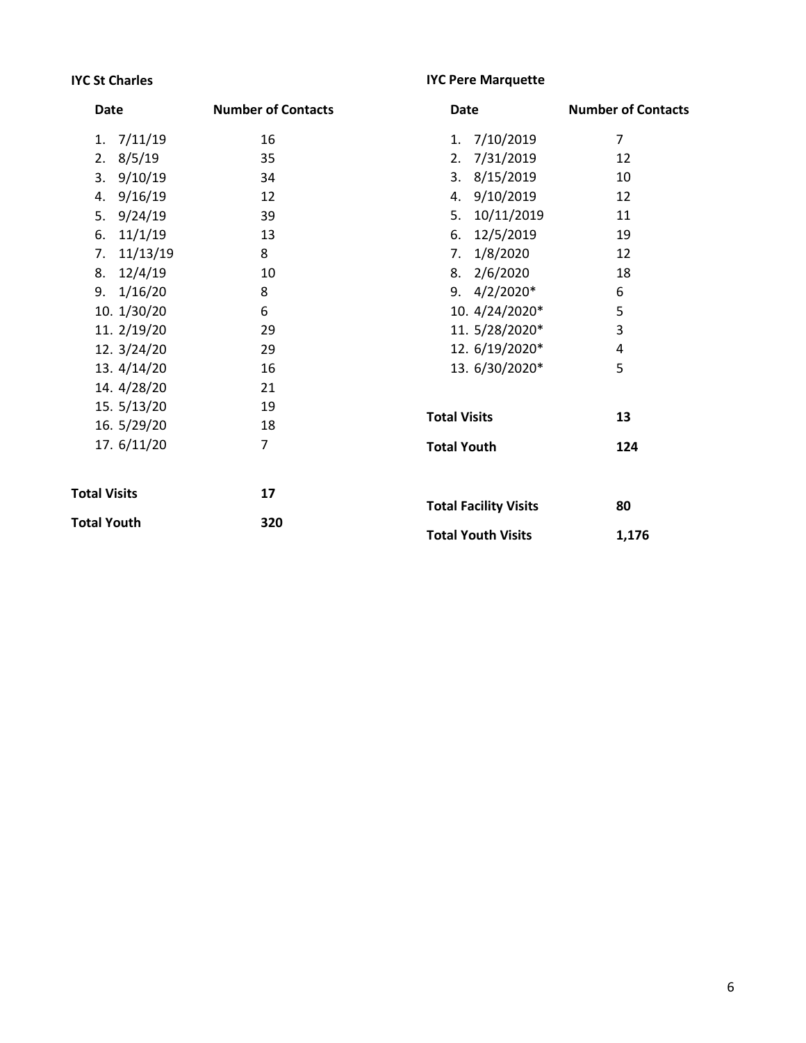**IYC St Charles**

| Date | Number of Contacts |
|---|---|
| 1. 7/11/19 | 16 |
| 2. 8/5/19 | 35 |
| 3. 9/10/19 | 34 |
| 4. 9/16/19 | 12 |
| 5. 9/24/19 | 39 |
| 6. 11/1/19 | 13 |
| 7. 11/13/19 | 8 |
| 8. 12/4/19 | 10 |
| 9. 1/16/20 | 8 |
| 10. 1/30/20 | 6 |
| 11. 2/19/20 | 29 |
| 12. 3/24/20 | 29 |
| 13. 4/14/20 | 16 |
| 14. 4/28/20 | 21 |
| 15. 5/13/20 | 19 |
| 16. 5/29/20 | 18 |
| 17. 6/11/20 | 7 |
| **Total Visits** | **17** |
| **Total Youth** | **320** |

**IYC Pere Marquette**

| Date | Number of Contacts |
|---|---|
| 1. 7/10/2019 | 7 |
| 2. 7/31/2019 | 12 |
| 3. 8/15/2019 | 10 |
| 4. 9/10/2019 | 12 |
| 5. 10/11/2019 | 11 |
| 6. 12/5/2019 | 19 |
| 7. 1/8/2020 | 12 |
| 8. 2/6/2020 | 18 |
| 9. 4/2/2020* | 6 |
| 10. 4/24/2020* | 5 |
| 11. 5/28/2020* | 3 |
| 12. 6/19/2020* | 4 |
| 13. 6/30/2020* | 5 |
| **Total Visits** | **13** |
| **Total Youth** | **124** |

| | |
|---|---|
| **Total Facility Visits** | **80** |
| **Total Youth Visits** | **1,176** |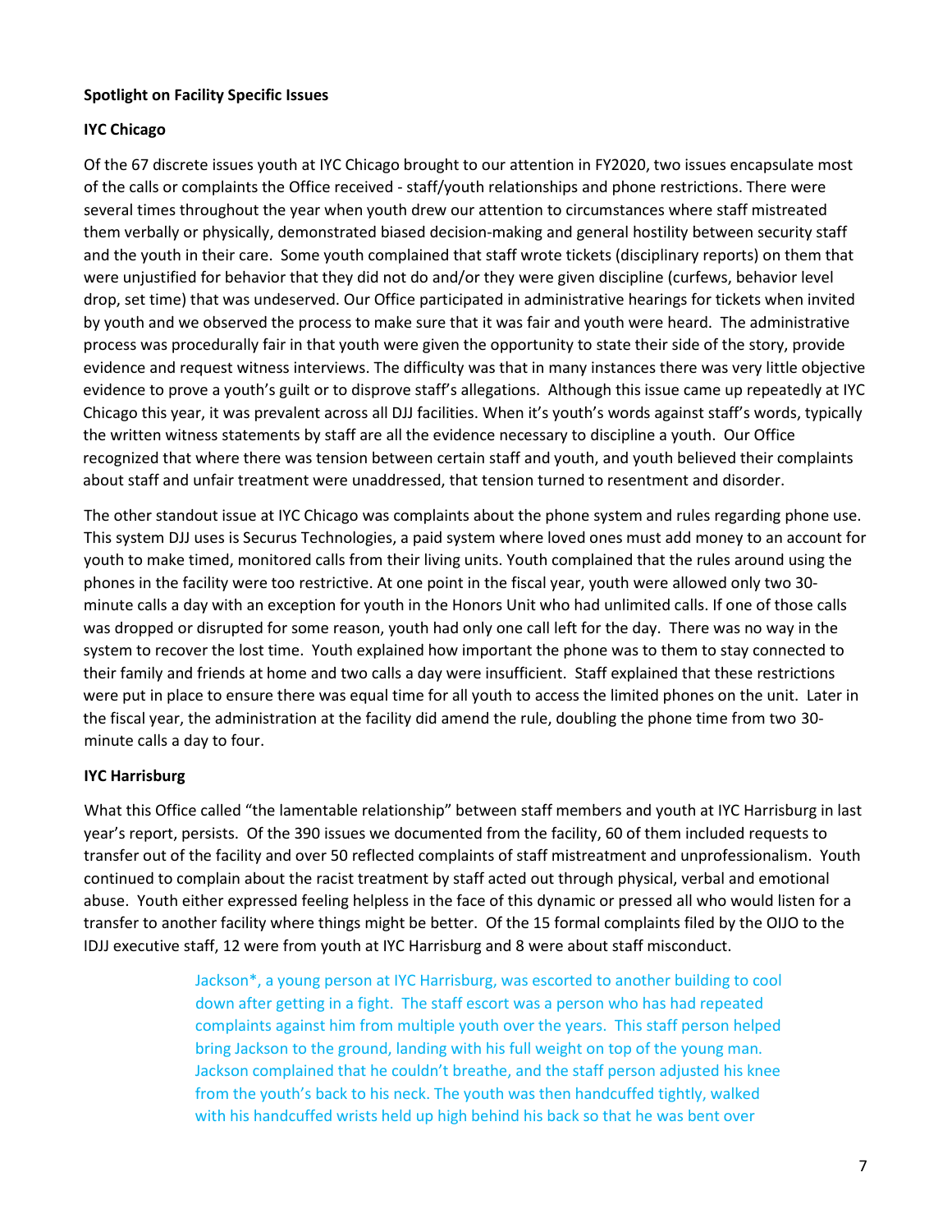**Spotlight on Facility Specific Issues**

**IYC Chicago**

Of the 67 discrete issues youth at IYC Chicago brought to our attention in FY2020, two issues encapsulate most of the calls or complaints the Office received - staff/youth relationships and phone restrictions. There were several times throughout the year when youth drew our attention to circumstances where staff mistreated them verbally or physically, demonstrated biased decision-making and general hostility between security staff and the youth in their care. Some youth complained that staff wrote tickets (disciplinary reports) on them that were unjustified for behavior that they did not do and/or they were given discipline (curfews, behavior level drop, set time) that was undeserved. Our Office participated in administrative hearings for tickets when invited by youth and we observed the process to make sure that it was fair and youth were heard. The administrative process was procedurally fair in that youth were given the opportunity to state their side of the story, provide evidence and request witness interviews. The difficulty was that in many instances there was very little objective evidence to prove a youth's guilt or to disprove staff's allegations. Although this issue came up repeatedly at IYC Chicago this year, it was prevalent across all DJJ facilities. When it's youth's words against staff's words, typically the written witness statements by staff are all the evidence necessary to discipline a youth. Our Office recognized that where there was tension between certain staff and youth, and youth believed their complaints about staff and unfair treatment were unaddressed, that tension turned to resentment and disorder.

The other standout issue at IYC Chicago was complaints about the phone system and rules regarding phone use. This system DJJ uses is Securus Technologies, a paid system where loved ones must add money to an account for youth to make timed, monitored calls from their living units. Youth complained that the rules around using the phones in the facility were too restrictive. At one point in the fiscal year, youth were allowed only two 30-minute calls a day with an exception for youth in the Honors Unit who had unlimited calls. If one of those calls was dropped or disrupted for some reason, youth had only one call left for the day. There was no way in the system to recover the lost time. Youth explained how important the phone was to them to stay connected to their family and friends at home and two calls a day were insufficient. Staff explained that these restrictions were put in place to ensure there was equal time for all youth to access the limited phones on the unit. Later in the fiscal year, the administration at the facility did amend the rule, doubling the phone time from two 30-minute calls a day to four.

**IYC Harrisburg**

What this Office called "the lamentable relationship" between staff members and youth at IYC Harrisburg in last year's report, persists. Of the 390 issues we documented from the facility, 60 of them included requests to transfer out of the facility and over 50 reflected complaints of staff mistreatment and unprofessionalism. Youth continued to complain about the racist treatment by staff acted out through physical, verbal and emotional abuse. Youth either expressed feeling helpless in the face of this dynamic or pressed all who would listen for a transfer to another facility where things might be better. Of the 15 formal complaints filed by the OIJO to the IDJJ executive staff, 12 were from youth at IYC Harrisburg and 8 were about staff misconduct.

> Jackson*, a young person at IYC Harrisburg, was escorted to another building to cool down after getting in a fight. The staff escort was a person who has had repeated complaints against him from multiple youth over the years. This staff person helped bring Jackson to the ground, landing with his full weight on top of the young man. Jackson complained that he couldn't breathe, and the staff person adjusted his knee from the youth's back to his neck. The youth was then handcuffed tightly, walked with his handcuffed wrists held up high behind his back so that he was bent over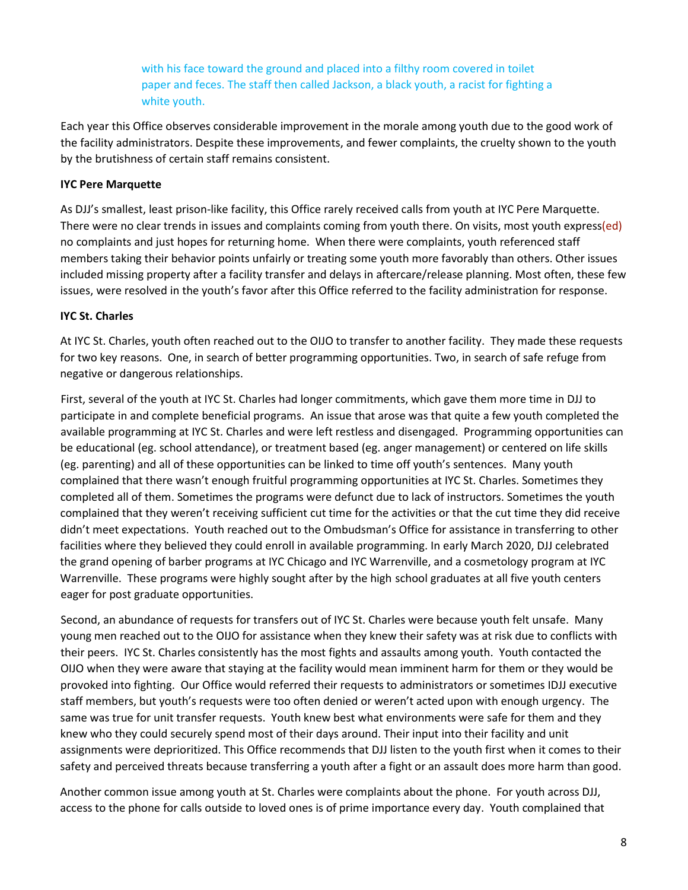with his face toward the ground and placed into a filthy room covered in toilet paper and feces. The staff then called Jackson, a black youth, a racist for fighting a white youth.

Each year this Office observes considerable improvement in the morale among youth due to the good work of the facility administrators. Despite these improvements, and fewer complaints, the cruelty shown to the youth by the brutishness of certain staff remains consistent.

**IYC Pere Marquette**

As DJJ's smallest, least prison-like facility, this Office rarely received calls from youth at IYC Pere Marquette. There were no clear trends in issues and complaints coming from youth there. On visits, most youth express(ed) no complaints and just hopes for returning home. When there were complaints, youth referenced staff members taking their behavior points unfairly or treating some youth more favorably than others. Other issues included missing property after a facility transfer and delays in aftercare/release planning. Most often, these few issues, were resolved in the youth's favor after this Office referred to the facility administration for response.

**IYC St. Charles**

At IYC St. Charles, youth often reached out to the OIJO to transfer to another facility. They made these requests for two key reasons. One, in search of better programming opportunities. Two, in search of safe refuge from negative or dangerous relationships.

First, several of the youth at IYC St. Charles had longer commitments, which gave them more time in DJJ to participate in and complete beneficial programs. An issue that arose was that quite a few youth completed the available programming at IYC St. Charles and were left restless and disengaged. Programming opportunities can be educational (eg. school attendance), or treatment based (eg. anger management) or centered on life skills (eg. parenting) and all of these opportunities can be linked to time off youth's sentences. Many youth complained that there wasn't enough fruitful programming opportunities at IYC St. Charles. Sometimes they completed all of them. Sometimes the programs were defunct due to lack of instructors. Sometimes the youth complained that they weren't receiving sufficient cut time for the activities or that the cut time they did receive didn't meet expectations. Youth reached out to the Ombudsman's Office for assistance in transferring to other facilities where they believed they could enroll in available programming. In early March 2020, DJJ celebrated the grand opening of barber programs at IYC Chicago and IYC Warrenville, and a cosmetology program at IYC Warrenville. These programs were highly sought after by the high school graduates at all five youth centers eager for post graduate opportunities.

Second, an abundance of requests for transfers out of IYC St. Charles were because youth felt unsafe. Many young men reached out to the OIJO for assistance when they knew their safety was at risk due to conflicts with their peers. IYC St. Charles consistently has the most fights and assaults among youth. Youth contacted the OIJO when they were aware that staying at the facility would mean imminent harm for them or they would be provoked into fighting. Our Office would referred their requests to administrators or sometimes IDJJ executive staff members, but youth's requests were too often denied or weren't acted upon with enough urgency. The same was true for unit transfer requests. Youth knew best what environments were safe for them and they knew who they could securely spend most of their days around. Their input into their facility and unit assignments were deprioritized. This Office recommends that DJJ listen to the youth first when it comes to their safety and perceived threats because transferring a youth after a fight or an assault does more harm than good.

Another common issue among youth at St. Charles were complaints about the phone. For youth across DJJ, access to the phone for calls outside to loved ones is of prime importance every day. Youth complained that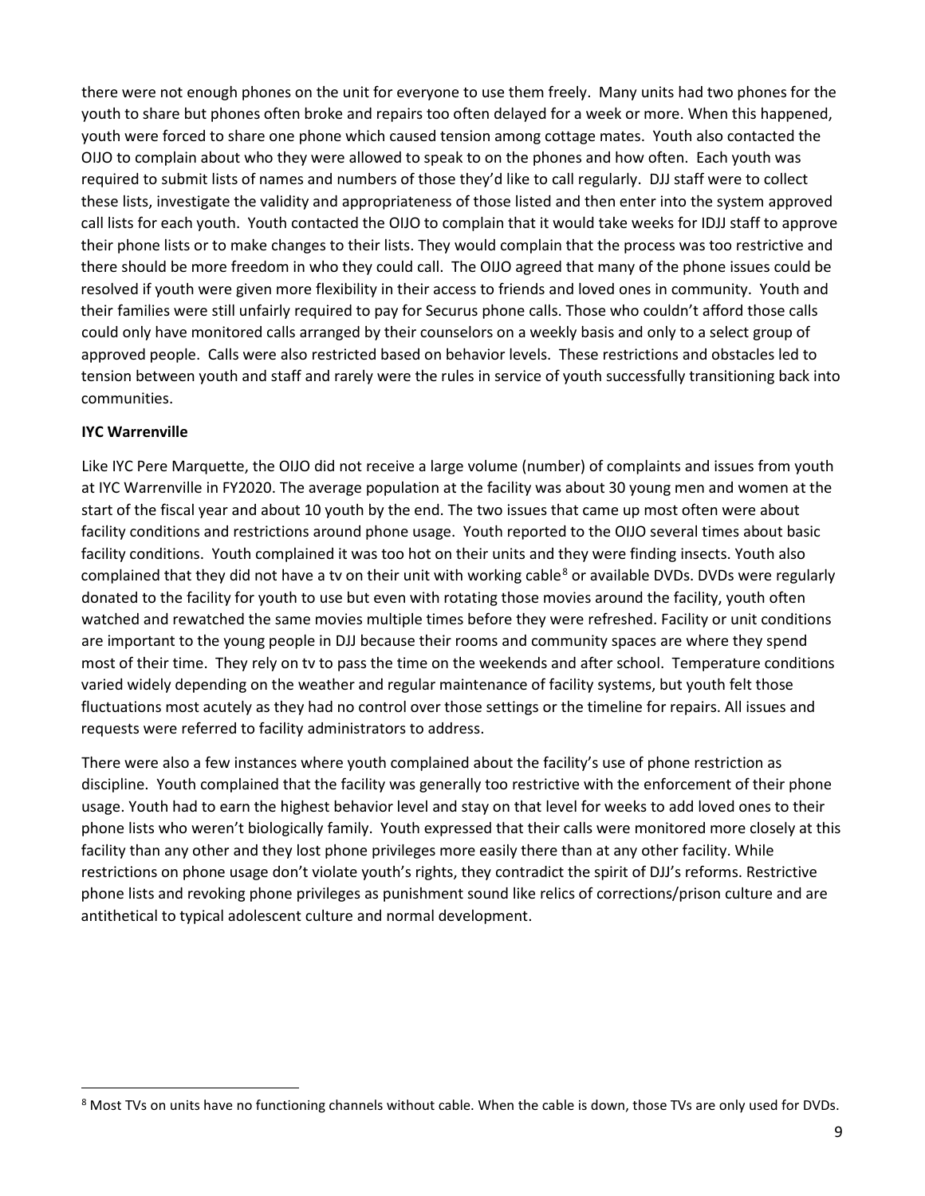there were not enough phones on the unit for everyone to use them freely. Many units had two phones for the youth to share but phones often broke and repairs too often delayed for a week or more. When this happened, youth were forced to share one phone which caused tension among cottage mates. Youth also contacted the OIJO to complain about who they were allowed to speak to on the phones and how often. Each youth was required to submit lists of names and numbers of those they'd like to call regularly. DJJ staff were to collect these lists, investigate the validity and appropriateness of those listed and then enter into the system approved call lists for each youth. Youth contacted the OIJO to complain that it would take weeks for IDJJ staff to approve their phone lists or to make changes to their lists. They would complain that the process was too restrictive and there should be more freedom in who they could call. The OIJO agreed that many of the phone issues could be resolved if youth were given more flexibility in their access to friends and loved ones in community. Youth and their families were still unfairly required to pay for Securus phone calls. Those who couldn't afford those calls could only have monitored calls arranged by their counselors on a weekly basis and only to a select group of approved people. Calls were also restricted based on behavior levels. These restrictions and obstacles led to tension between youth and staff and rarely were the rules in service of youth successfully transitioning back into communities.

**IYC Warrenville**

Like IYC Pere Marquette, the OIJO did not receive a large volume (number) of complaints and issues from youth at IYC Warrenville in FY2020. The average population at the facility was about 30 young men and women at the start of the fiscal year and about 10 youth by the end. The two issues that came up most often were about facility conditions and restrictions around phone usage. Youth reported to the OIJO several times about basic facility conditions. Youth complained it was too hot on their units and they were finding insects. Youth also complained that they did not have a tv on their unit with working cable[8] or available DVDs. DVDs were regularly donated to the facility for youth to use but even with rotating those movies around the facility, youth often watched and rewatched the same movies multiple times before they were refreshed. Facility or unit conditions are important to the young people in DJJ because their rooms and community spaces are where they spend most of their time. They rely on tv to pass the time on the weekends and after school. Temperature conditions varied widely depending on the weather and regular maintenance of facility systems, but youth felt those fluctuations most acutely as they had no control over those settings or the timeline for repairs. All issues and requests were referred to facility administrators to address.

There were also a few instances where youth complained about the facility's use of phone restriction as discipline. Youth complained that the facility was generally too restrictive with the enforcement of their phone usage. Youth had to earn the highest behavior level and stay on that level for weeks to add loved ones to their phone lists who weren't biologically family. Youth expressed that their calls were monitored more closely at this facility than any other and they lost phone privileges more easily there than at any other facility. While restrictions on phone usage don't violate youth's rights, they contradict the spirit of DJJ's reforms. Restrictive phone lists and revoking phone privileges as punishment sound like relics of corrections/prison culture and are antithetical to typical adolescent culture and normal development.

[8] Most TVs on units have no functioning channels without cable. When the cable is down, those TVs are only used for DVDs.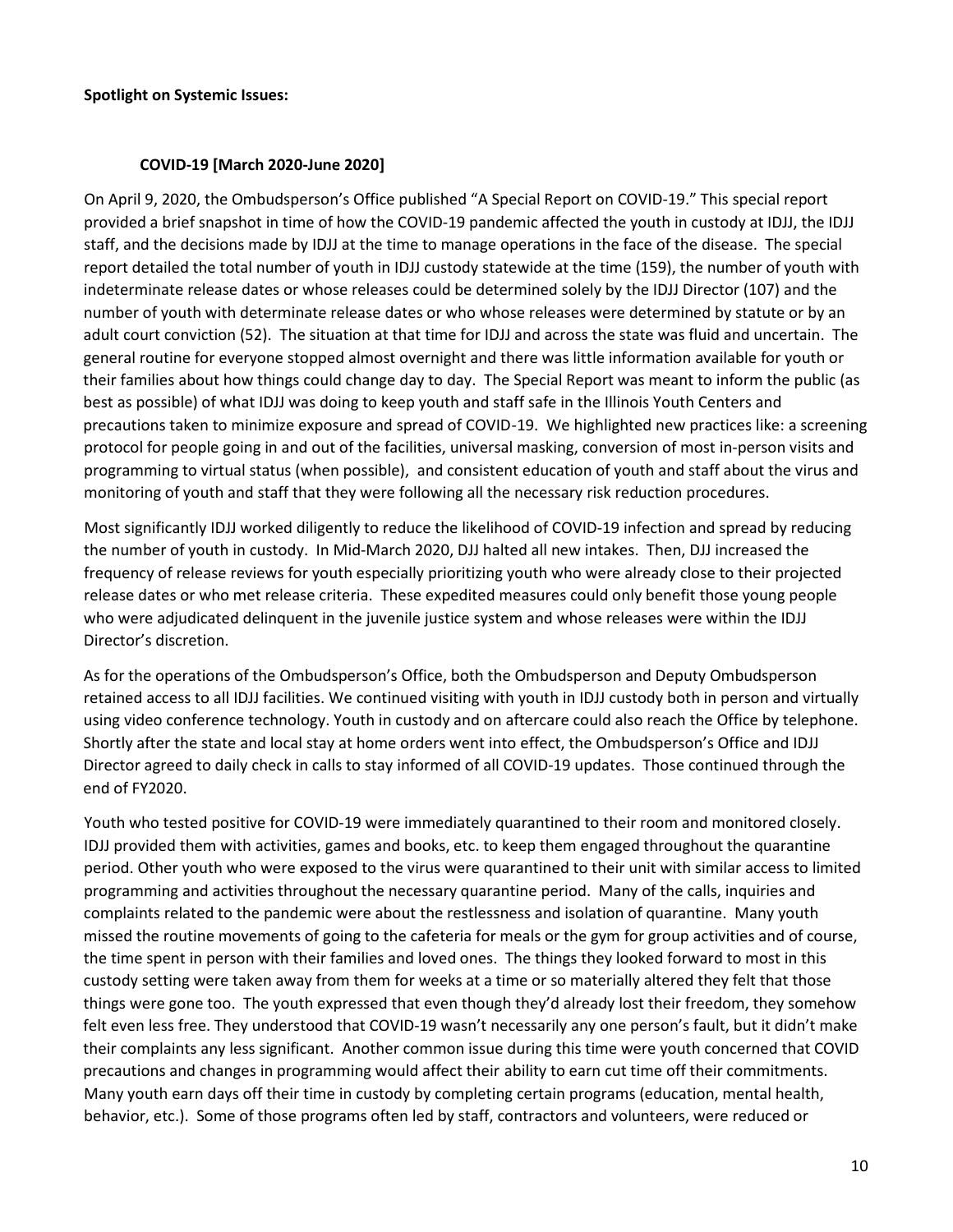**Spotlight on Systemic Issues:**

**COVID-19 [March 2020-June 2020]**

On April 9, 2020, the Ombudsperson's Office published "A Special Report on COVID-19." This special report provided a brief snapshot in time of how the COVID-19 pandemic affected the youth in custody at IDJJ, the IDJJ staff, and the decisions made by IDJJ at the time to manage operations in the face of the disease. The special report detailed the total number of youth in IDJJ custody statewide at the time (159), the number of youth with indeterminate release dates or whose releases could be determined solely by the IDJJ Director (107) and the number of youth with determinate release dates or who whose releases were determined by statute or by an adult court conviction (52). The situation at that time for IDJJ and across the state was fluid and uncertain. The general routine for everyone stopped almost overnight and there was little information available for youth or their families about how things could change day to day. The Special Report was meant to inform the public (as best as possible) of what IDJJ was doing to keep youth and staff safe in the Illinois Youth Centers and precautions taken to minimize exposure and spread of COVID-19. We highlighted new practices like: a screening protocol for people going in and out of the facilities, universal masking, conversion of most in-person visits and programming to virtual status (when possible), and consistent education of youth and staff about the virus and monitoring of youth and staff that they were following all the necessary risk reduction procedures.

Most significantly IDJJ worked diligently to reduce the likelihood of COVID-19 infection and spread by reducing the number of youth in custody. In Mid-March 2020, DJJ halted all new intakes. Then, DJJ increased the frequency of release reviews for youth especially prioritizing youth who were already close to their projected release dates or who met release criteria. These expedited measures could only benefit those young people who were adjudicated delinquent in the juvenile justice system and whose releases were within the IDJJ Director's discretion.

As for the operations of the Ombudsperson's Office, both the Ombudsperson and Deputy Ombudsperson retained access to all IDJJ facilities. We continued visiting with youth in IDJJ custody both in person and virtually using video conference technology. Youth in custody and on aftercare could also reach the Office by telephone. Shortly after the state and local stay at home orders went into effect, the Ombudsperson's Office and IDJJ Director agreed to daily check in calls to stay informed of all COVID-19 updates. Those continued through the end of FY2020.

Youth who tested positive for COVID-19 were immediately quarantined to their room and monitored closely. IDJJ provided them with activities, games and books, etc. to keep them engaged throughout the quarantine period. Other youth who were exposed to the virus were quarantined to their unit with similar access to limited programming and activities throughout the necessary quarantine period. Many of the calls, inquiries and complaints related to the pandemic were about the restlessness and isolation of quarantine. Many youth missed the routine movements of going to the cafeteria for meals or the gym for group activities and of course, the time spent in person with their families and loved ones. The things they looked forward to most in this custody setting were taken away from them for weeks at a time or so materially altered they felt that those things were gone too. The youth expressed that even though they'd already lost their freedom, they somehow felt even less free. They understood that COVID-19 wasn't necessarily any one person's fault, but it didn't make their complaints any less significant. Another common issue during this time were youth concerned that COVID precautions and changes in programming would affect their ability to earn cut time off their commitments. Many youth earn days off their time in custody by completing certain programs (education, mental health, behavior, etc.). Some of those programs often led by staff, contractors and volunteers, were reduced or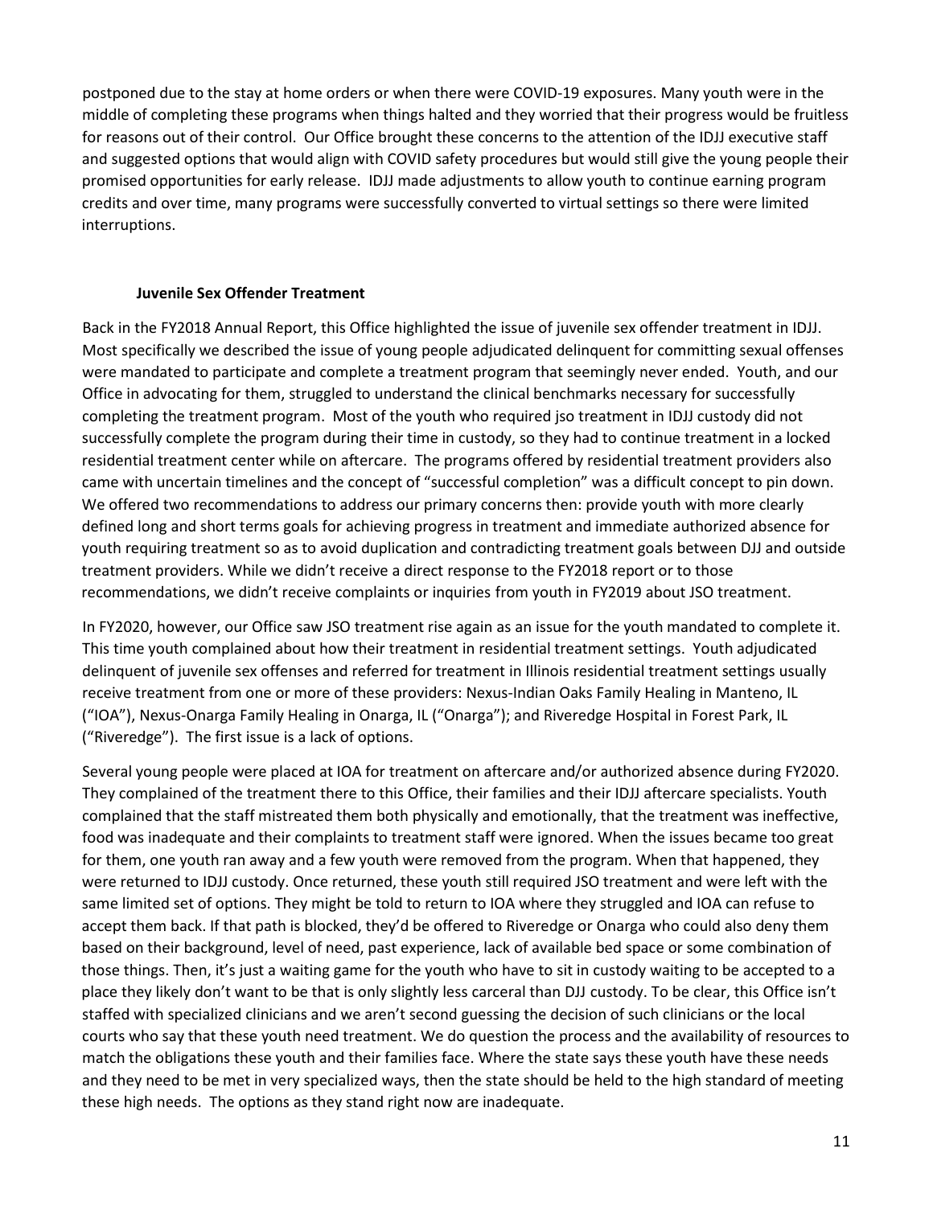postponed due to the stay at home orders or when there were COVID-19 exposures. Many youth were in the middle of completing these programs when things halted and they worried that their progress would be fruitless for reasons out of their control. Our Office brought these concerns to the attention of the IDJJ executive staff and suggested options that would align with COVID safety procedures but would still give the young people their promised opportunities for early release. IDJJ made adjustments to allow youth to continue earning program credits and over time, many programs were successfully converted to virtual settings so there were limited interruptions.

### Juvenile Sex Offender Treatment

Back in the FY2018 Annual Report, this Office highlighted the issue of juvenile sex offender treatment in IDJJ. Most specifically we described the issue of young people adjudicated delinquent for committing sexual offenses were mandated to participate and complete a treatment program that seemingly never ended. Youth, and our Office in advocating for them, struggled to understand the clinical benchmarks necessary for successfully completing the treatment program. Most of the youth who required jso treatment in IDJJ custody did not successfully complete the program during their time in custody, so they had to continue treatment in a locked residential treatment center while on aftercare. The programs offered by residential treatment providers also came with uncertain timelines and the concept of "successful completion" was a difficult concept to pin down. We offered two recommendations to address our primary concerns then: provide youth with more clearly defined long and short terms goals for achieving progress in treatment and immediate authorized absence for youth requiring treatment so as to avoid duplication and contradicting treatment goals between DJJ and outside treatment providers. While we didn't receive a direct response to the FY2018 report or to those recommendations, we didn't receive complaints or inquiries from youth in FY2019 about JSO treatment.

In FY2020, however, our Office saw JSO treatment rise again as an issue for the youth mandated to complete it. This time youth complained about how their treatment in residential treatment settings. Youth adjudicated delinquent of juvenile sex offenses and referred for treatment in Illinois residential treatment settings usually receive treatment from one or more of these providers: Nexus-Indian Oaks Family Healing in Manteno, IL ("IOA"), Nexus-Onarga Family Healing in Onarga, IL ("Onarga"); and Riveredge Hospital in Forest Park, IL ("Riveredge"). The first issue is a lack of options.

Several young people were placed at IOA for treatment on aftercare and/or authorized absence during FY2020. They complained of the treatment there to this Office, their families and their IDJJ aftercare specialists. Youth complained that the staff mistreated them both physically and emotionally, that the treatment was ineffective, food was inadequate and their complaints to treatment staff were ignored. When the issues became too great for them, one youth ran away and a few youth were removed from the program. When that happened, they were returned to IDJJ custody. Once returned, these youth still required JSO treatment and were left with the same limited set of options. They might be told to return to IOA where they struggled and IOA can refuse to accept them back. If that path is blocked, they'd be offered to Riveredge or Onarga who could also deny them based on their background, level of need, past experience, lack of available bed space or some combination of those things. Then, it's just a waiting game for the youth who have to sit in custody waiting to be accepted to a place they likely don't want to be that is only slightly less carceral than DJJ custody. To be clear, this Office isn't staffed with specialized clinicians and we aren't second guessing the decision of such clinicians or the local courts who say that these youth need treatment. We do question the process and the availability of resources to match the obligations these youth and their families face. Where the state says these youth have these needs and they need to be met in very specialized ways, then the state should be held to the high standard of meeting these high needs. The options as they stand right now are inadequate.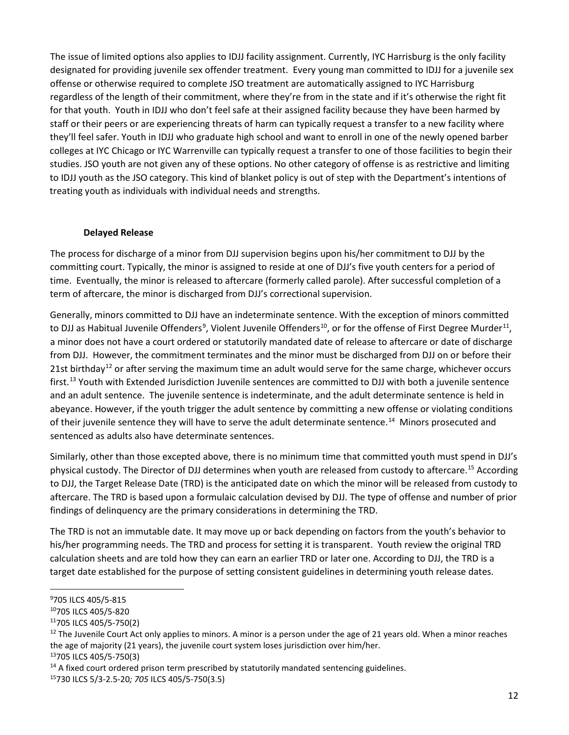The issue of limited options also applies to IDJJ facility assignment. Currently, IYC Harrisburg is the only facility designated for providing juvenile sex offender treatment. Every young man committed to IDJJ for a juvenile sex offense or otherwise required to complete JSO treatment are automatically assigned to IYC Harrisburg regardless of the length of their commitment, where they're from in the state and if it's otherwise the right fit for that youth. Youth in IDJJ who don't feel safe at their assigned facility because they have been harmed by staff or their peers or are experiencing threats of harm can typically request a transfer to a new facility where they'll feel safer. Youth in IDJJ who graduate high school and want to enroll in one of the newly opened barber colleges at IYC Chicago or IYC Warrenville can typically request a transfer to one of those facilities to begin their studies. JSO youth are not given any of these options. No other category of offense is as restrictive and limiting to IDJJ youth as the JSO category. This kind of blanket policy is out of step with the Department's intentions of treating youth as individuals with individual needs and strengths.

### Delayed Release

The process for discharge of a minor from DJJ supervision begins upon his/her commitment to DJJ by the committing court. Typically, the minor is assigned to reside at one of DJJ's five youth centers for a period of time. Eventually, the minor is released to aftercare (formerly called parole). After successful completion of a term of aftercare, the minor is discharged from DJJ's correctional supervision.

Generally, minors committed to DJJ have an indeterminate sentence. With the exception of minors committed to DJJ as Habitual Juvenile Offenders[9], Violent Juvenile Offenders[10], or for the offense of First Degree Murder[11], a minor does not have a court ordered or statutorily mandated date of release to aftercare or date of discharge from DJJ. However, the commitment terminates and the minor must be discharged from DJJ on or before their 21st birthday[12] or after serving the maximum time an adult would serve for the same charge, whichever occurs first.[13] Youth with Extended Jurisdiction Juvenile sentences are committed to DJJ with both a juvenile sentence and an adult sentence. The juvenile sentence is indeterminate, and the adult determinate sentence is held in abeyance. However, if the youth trigger the adult sentence by committing a new offense or violating conditions of their juvenile sentence they will have to serve the adult determinate sentence.[14] Minors prosecuted and sentenced as adults also have determinate sentences.

Similarly, other than those excepted above, there is no minimum time that committed youth must spend in DJJ's physical custody. The Director of DJJ determines when youth are released from custody to aftercare.[15] According to DJJ, the Target Release Date (TRD) is the anticipated date on which the minor will be released from custody to aftercare. The TRD is based upon a formulaic calculation devised by DJJ. The type of offense and number of prior findings of delinquency are the primary considerations in determining the TRD.

The TRD is not an immutable date. It may move up or back depending on factors from the youth's behavior to his/her programming needs. The TRD and process for setting it is transparent. Youth review the original TRD calculation sheets and are told how they can earn an earlier TRD or later one. According to DJJ, the TRD is a target date established for the purpose of setting consistent guidelines in determining youth release dates.

---

[9] 705 ILCS 405/5-815

[10] 705 ILCS 405/5-820

[11] 705 ILCS 405/5-750(2)

[12] The Juvenile Court Act only applies to minors. A minor is a person under the age of 21 years old. When a minor reaches the age of majority (21 years), the juvenile court system loses jurisdiction over him/her.

[13] 705 ILCS 405/5-750(3)

[14] A fixed court ordered prison term prescribed by statutorily mandated sentencing guidelines.

[15] 730 ILCS 5/3-2.5-20*; 705* ILCS 405/5-750(3.5)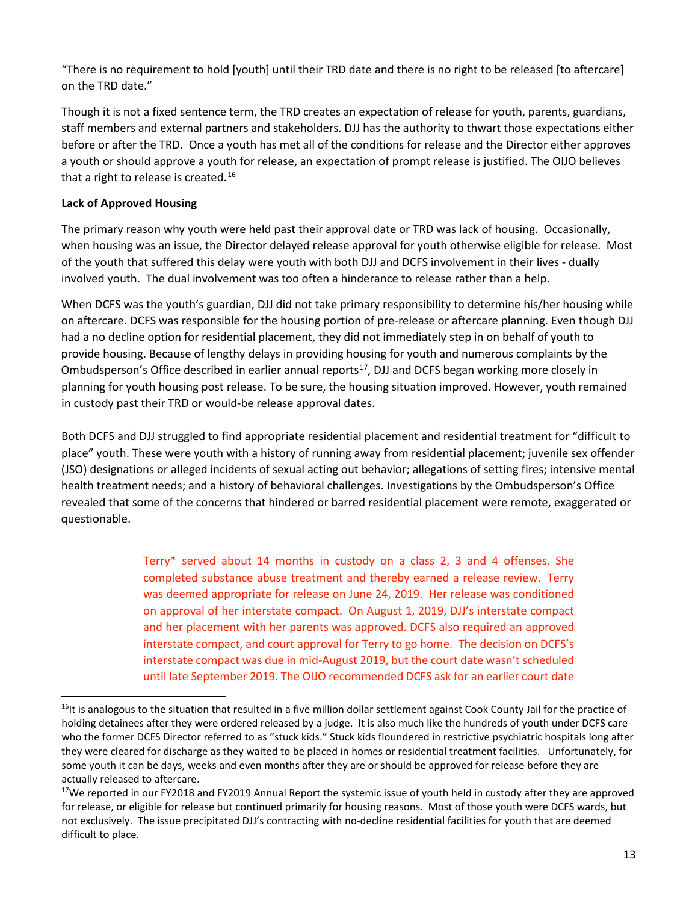"There is no requirement to hold [youth] until their TRD date and there is no right to be released [to aftercare] on the TRD date."

Though it is not a fixed sentence term, the TRD creates an expectation of release for youth, parents, guardians, staff members and external partners and stakeholders. DJJ has the authority to thwart those expectations either before or after the TRD. Once a youth has met all of the conditions for release and the Director either approves a youth or should approve a youth for release, an expectation of prompt release is justified. The OIJO believes that a right to release is created.[16]

**Lack of Approved Housing**

The primary reason why youth were held past their approval date or TRD was lack of housing. Occasionally, when housing was an issue, the Director delayed release approval for youth otherwise eligible for release. Most of the youth that suffered this delay were youth with both DJJ and DCFS involvement in their lives - dually involved youth. The dual involvement was too often a hinderance to release rather than a help.

When DCFS was the youth's guardian, DJJ did not take primary responsibility to determine his/her housing while on aftercare. DCFS was responsible for the housing portion of pre-release or aftercare planning. Even though DJJ had a no decline option for residential placement, they did not immediately step in on behalf of youth to provide housing. Because of lengthy delays in providing housing for youth and numerous complaints by the Ombudsperson's Office described in earlier annual reports[17], DJJ and DCFS began working more closely in planning for youth housing post release. To be sure, the housing situation improved. However, youth remained in custody past their TRD or would-be release approval dates.

Both DCFS and DJJ struggled to find appropriate residential placement and residential treatment for "difficult to place" youth. These were youth with a history of running away from residential placement; juvenile sex offender (JSO) designations or alleged incidents of sexual acting out behavior; allegations of setting fires; intensive mental health treatment needs; and a history of behavioral challenges. Investigations by the Ombudsperson's Office revealed that some of the concerns that hindered or barred residential placement were remote, exaggerated or questionable.

> Terry* served about 14 months in custody on a class 2, 3 and 4 offenses. She completed substance abuse treatment and thereby earned a release review. Terry was deemed appropriate for release on June 24, 2019. Her release was conditioned on approval of her interstate compact. On August 1, 2019, DJJ's interstate compact and her placement with her parents was approved. DCFS also required an approved interstate compact, and court approval for Terry to go home. The decision on DCFS's interstate compact was due in mid-August 2019, but the court date wasn't scheduled until late September 2019. The OIJO recommended DCFS ask for an earlier court date

[16] It is analogous to the situation that resulted in a five million dollar settlement against Cook County Jail for the practice of holding detainees after they were ordered released by a judge. It is also much like the hundreds of youth under DCFS care who the former DCFS Director referred to as "stuck kids." Stuck kids floundered in restrictive psychiatric hospitals long after they were cleared for discharge as they waited to be placed in homes or residential treatment facilities. Unfortunately, for some youth it can be days, weeks and even months after they are or should be approved for release before they are actually released to aftercare.

[17] We reported in our FY2018 and FY2019 Annual Report the systemic issue of youth held in custody after they are approved for release, or eligible for release but continued primarily for housing reasons. Most of those youth were DCFS wards, but not exclusively. The issue precipitated DJJ's contracting with no-decline residential facilities for youth that are deemed difficult to place.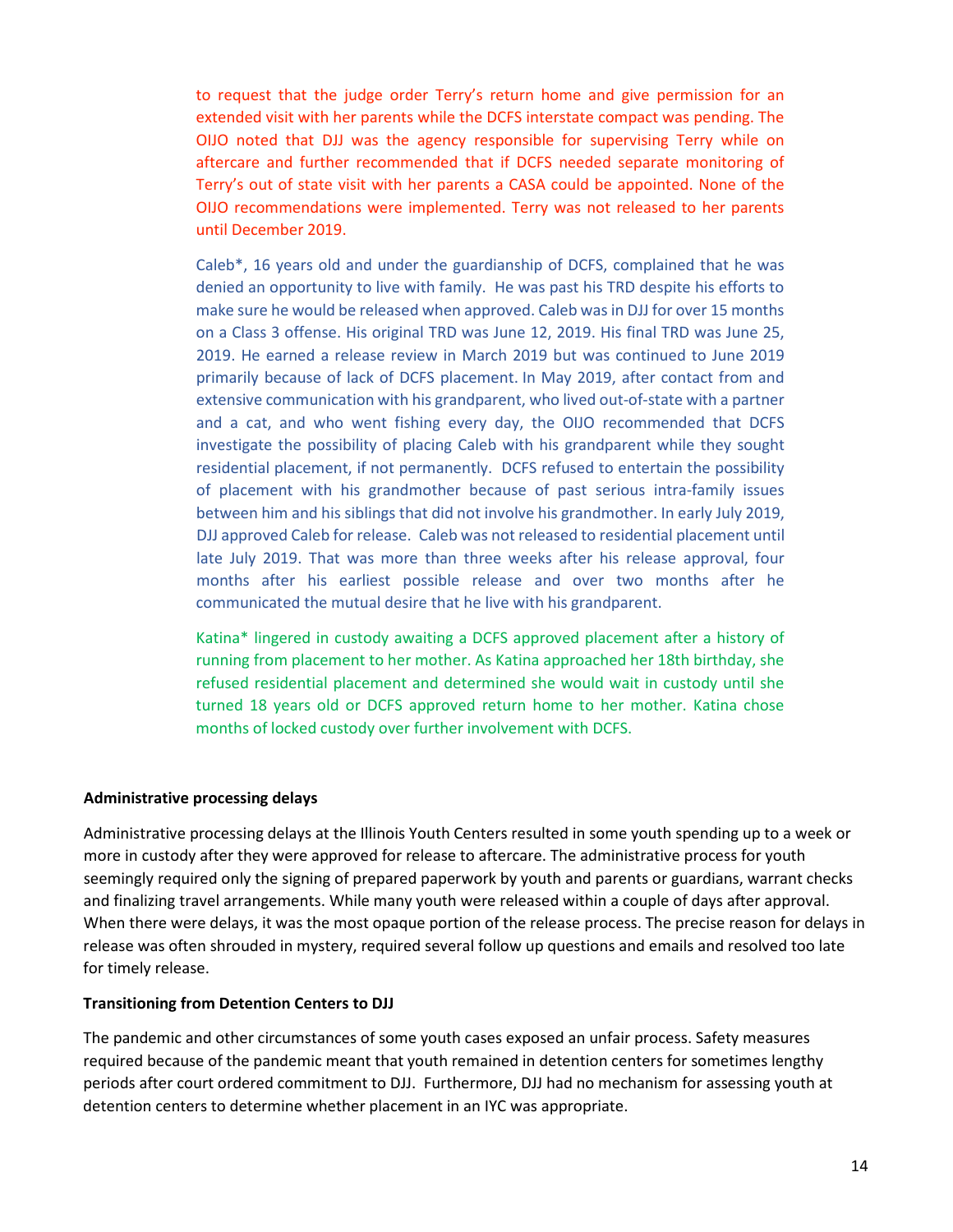to request that the judge order Terry's return home and give permission for an extended visit with her parents while the DCFS interstate compact was pending. The OIJO noted that DJJ was the agency responsible for supervising Terry while on aftercare and further recommended that if DCFS needed separate monitoring of Terry's out of state visit with her parents a CASA could be appointed. None of the OIJO recommendations were implemented. Terry was not released to her parents until December 2019.

Caleb*, 16 years old and under the guardianship of DCFS, complained that he was denied an opportunity to live with family. He was past his TRD despite his efforts to make sure he would be released when approved. Caleb was in DJJ for over 15 months on a Class 3 offense. His original TRD was June 12, 2019. His final TRD was June 25, 2019. He earned a release review in March 2019 but was continued to June 2019 primarily because of lack of DCFS placement. In May 2019, after contact from and extensive communication with his grandparent, who lived out-of-state with a partner and a cat, and who went fishing every day, the OIJO recommended that DCFS investigate the possibility of placing Caleb with his grandparent while they sought residential placement, if not permanently. DCFS refused to entertain the possibility of placement with his grandmother because of past serious intra-family issues between him and his siblings that did not involve his grandmother. In early July 2019, DJJ approved Caleb for release. Caleb was not released to residential placement until late July 2019. That was more than three weeks after his release approval, four months after his earliest possible release and over two months after he communicated the mutual desire that he live with his grandparent.

Katina* lingered in custody awaiting a DCFS approved placement after a history of running from placement to her mother. As Katina approached her 18th birthday, she refused residential placement and determined she would wait in custody until she turned 18 years old or DCFS approved return home to her mother. Katina chose months of locked custody over further involvement with DCFS.

**Administrative processing delays**

Administrative processing delays at the Illinois Youth Centers resulted in some youth spending up to a week or more in custody after they were approved for release to aftercare. The administrative process for youth seemingly required only the signing of prepared paperwork by youth and parents or guardians, warrant checks and finalizing travel arrangements. While many youth were released within a couple of days after approval. When there were delays, it was the most opaque portion of the release process. The precise reason for delays in release was often shrouded in mystery, required several follow up questions and emails and resolved too late for timely release.

**Transitioning from Detention Centers to DJJ**

The pandemic and other circumstances of some youth cases exposed an unfair process. Safety measures required because of the pandemic meant that youth remained in detention centers for sometimes lengthy periods after court ordered commitment to DJJ. Furthermore, DJJ had no mechanism for assessing youth at detention centers to determine whether placement in an IYC was appropriate.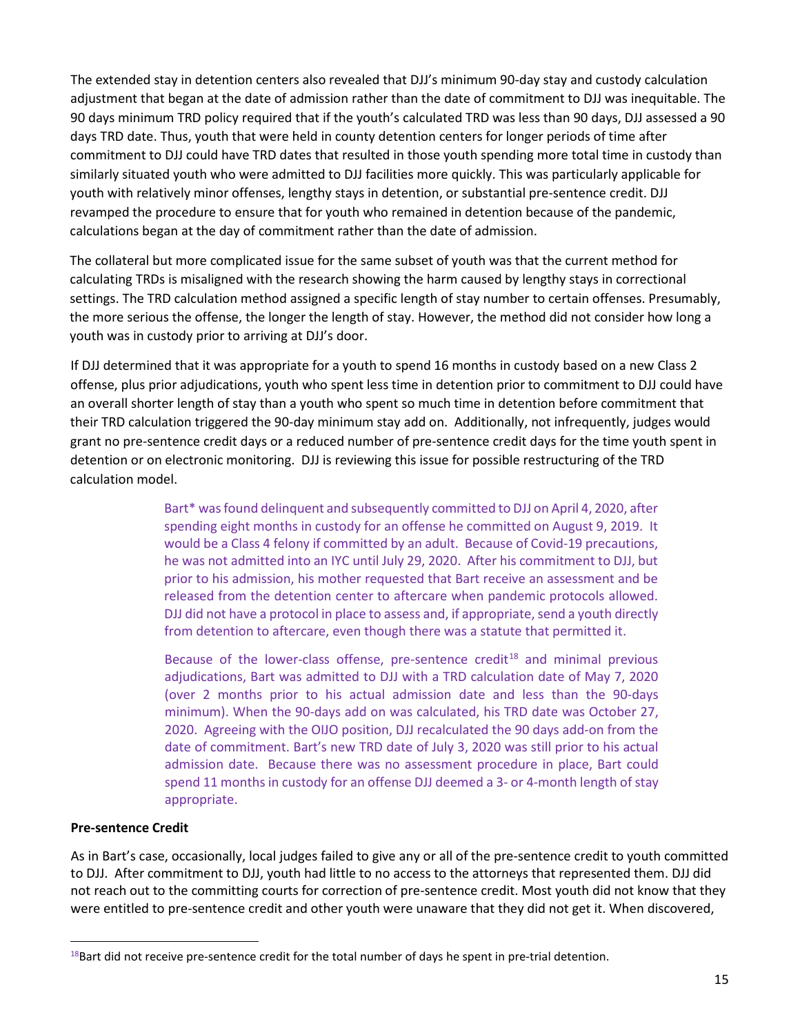The extended stay in detention centers also revealed that DJJ's minimum 90-day stay and custody calculation adjustment that began at the date of admission rather than the date of commitment to DJJ was inequitable. The 90 days minimum TRD policy required that if the youth's calculated TRD was less than 90 days, DJJ assessed a 90 days TRD date. Thus, youth that were held in county detention centers for longer periods of time after commitment to DJJ could have TRD dates that resulted in those youth spending more total time in custody than similarly situated youth who were admitted to DJJ facilities more quickly. This was particularly applicable for youth with relatively minor offenses, lengthy stays in detention, or substantial pre-sentence credit. DJJ revamped the procedure to ensure that for youth who remained in detention because of the pandemic, calculations began at the day of commitment rather than the date of admission.

The collateral but more complicated issue for the same subset of youth was that the current method for calculating TRDs is misaligned with the research showing the harm caused by lengthy stays in correctional settings. The TRD calculation method assigned a specific length of stay number to certain offenses. Presumably, the more serious the offense, the longer the length of stay. However, the method did not consider how long a youth was in custody prior to arriving at DJJ's door.

If DJJ determined that it was appropriate for a youth to spend 16 months in custody based on a new Class 2 offense, plus prior adjudications, youth who spent less time in detention prior to commitment to DJJ could have an overall shorter length of stay than a youth who spent so much time in detention before commitment that their TRD calculation triggered the 90-day minimum stay add on. Additionally, not infrequently, judges would grant no pre-sentence credit days or a reduced number of pre-sentence credit days for the time youth spent in detention or on electronic monitoring. DJJ is reviewing this issue for possible restructuring of the TRD calculation model.

> Bart* was found delinquent and subsequently committed to DJJ on April 4, 2020, after spending eight months in custody for an offense he committed on August 9, 2019. It would be a Class 4 felony if committed by an adult. Because of Covid-19 precautions, he was not admitted into an IYC until July 29, 2020. After his commitment to DJJ, but prior to his admission, his mother requested that Bart receive an assessment and be released from the detention center to aftercare when pandemic protocols allowed. DJJ did not have a protocol in place to assess and, if appropriate, send a youth directly from detention to aftercare, even though there was a statute that permitted it.
>
> Because of the lower-class offense, pre-sentence credit[18] and minimal previous adjudications, Bart was admitted to DJJ with a TRD calculation date of May 7, 2020 (over 2 months prior to his actual admission date and less than the 90-days minimum). When the 90-days add on was calculated, his TRD date was October 27, 2020. Agreeing with the OIJO position, DJJ recalculated the 90 days add-on from the date of commitment. Bart's new TRD date of July 3, 2020 was still prior to his actual admission date. Because there was no assessment procedure in place, Bart could spend 11 months in custody for an offense DJJ deemed a 3- or 4-month length of stay appropriate.

**Pre-sentence Credit**

As in Bart's case, occasionally, local judges failed to give any or all of the pre-sentence credit to youth committed to DJJ. After commitment to DJJ, youth had little to no access to the attorneys that represented them. DJJ did not reach out to the committing courts for correction of pre-sentence credit. Most youth did not know that they were entitled to pre-sentence credit and other youth were unaware that they did not get it. When discovered,

[18] Bart did not receive pre-sentence credit for the total number of days he spent in pre-trial detention.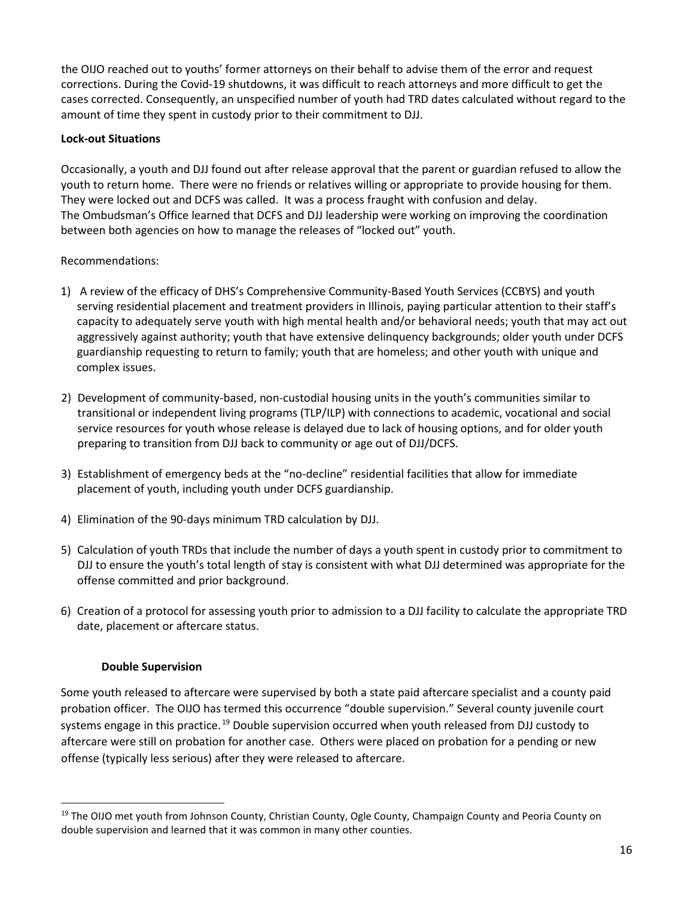the OIJO reached out to youths' former attorneys on their behalf to advise them of the error and request corrections. During the Covid-19 shutdowns, it was difficult to reach attorneys and more difficult to get the cases corrected. Consequently, an unspecified number of youth had TRD dates calculated without regard to the amount of time they spent in custody prior to their commitment to DJJ.

**Lock-out Situations**

Occasionally, a youth and DJJ found out after release approval that the parent or guardian refused to allow the youth to return home. There were no friends or relatives willing or appropriate to provide housing for them. They were locked out and DCFS was called. It was a process fraught with confusion and delay. The Ombudsman's Office learned that DCFS and DJJ leadership were working on improving the coordination between both agencies on how to manage the releases of "locked out" youth.

Recommendations:

1) A review of the efficacy of DHS's Comprehensive Community-Based Youth Services (CCBYS) and youth serving residential placement and treatment providers in Illinois, paying particular attention to their staff's capacity to adequately serve youth with high mental health and/or behavioral needs; youth that may act out aggressively against authority; youth that have extensive delinquency backgrounds; older youth under DCFS guardianship requesting to return to family; youth that are homeless; and other youth with unique and complex issues.

2) Development of community-based, non-custodial housing units in the youth's communities similar to transitional or independent living programs (TLP/ILP) with connections to academic, vocational and social service resources for youth whose release is delayed due to lack of housing options, and for older youth preparing to transition from DJJ back to community or age out of DJJ/DCFS.

3) Establishment of emergency beds at the "no-decline" residential facilities that allow for immediate placement of youth, including youth under DCFS guardianship.

4) Elimination of the 90-days minimum TRD calculation by DJJ.

5) Calculation of youth TRDs that include the number of days a youth spent in custody prior to commitment to DJJ to ensure the youth's total length of stay is consistent with what DJJ determined was appropriate for the offense committed and prior background.

6) Creation of a protocol for assessing youth prior to admission to a DJJ facility to calculate the appropriate TRD date, placement or aftercare status.

**Double Supervision**

Some youth released to aftercare were supervised by both a state paid aftercare specialist and a county paid probation officer. The OIJO has termed this occurrence "double supervision." Several county juvenile court systems engage in this practice.[19] Double supervision occurred when youth released from DJJ custody to aftercare were still on probation for another case. Others were placed on probation for a pending or new offense (typically less serious) after they were released to aftercare.

[19] The OIJO met youth from Johnson County, Christian County, Ogle County, Champaign County and Peoria County on double supervision and learned that it was common in many other counties.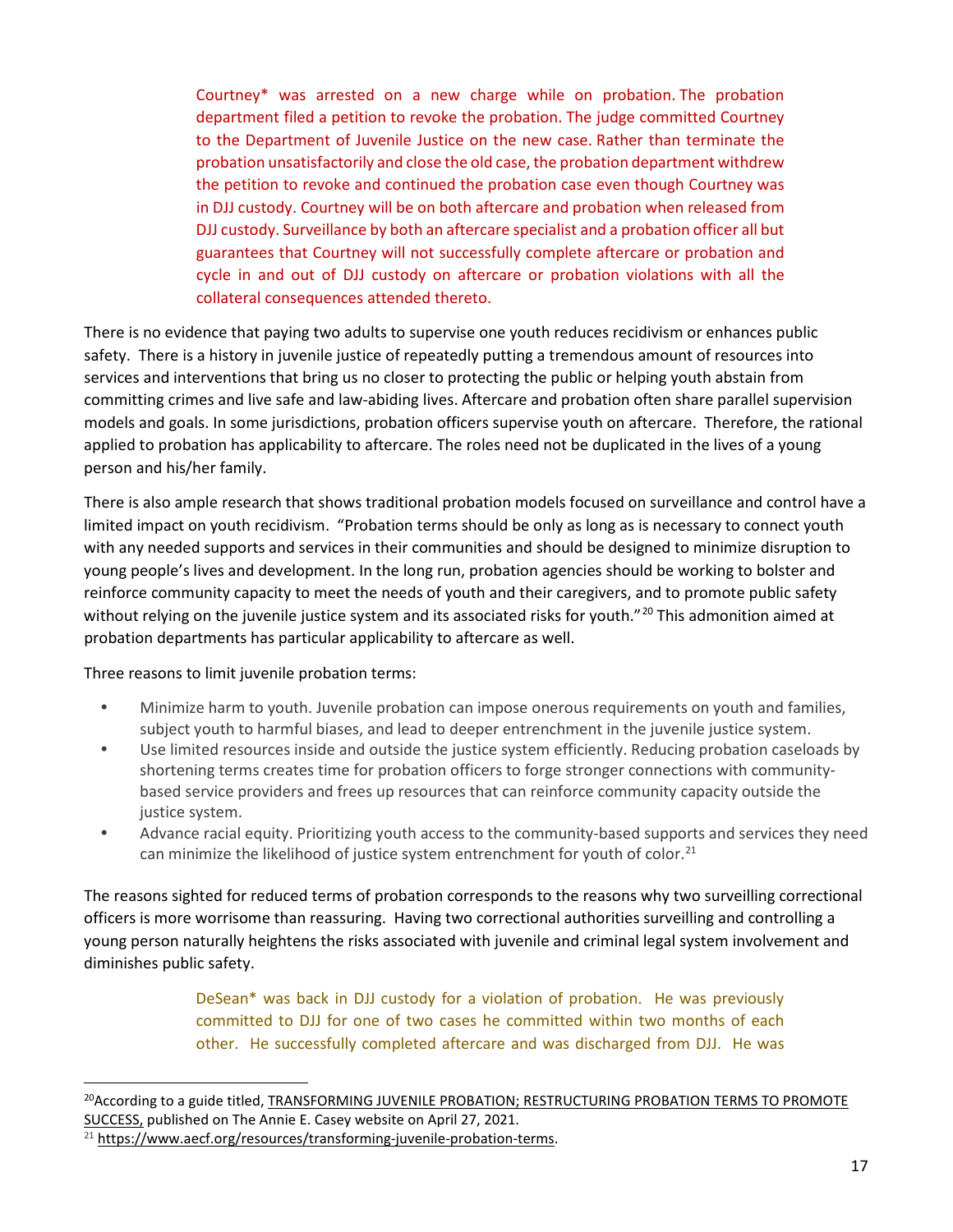> Courtney* was arrested on a new charge while on probation. The probation department filed a petition to revoke the probation. The judge committed Courtney to the Department of Juvenile Justice on the new case. Rather than terminate the probation unsatisfactorily and close the old case, the probation department withdrew the petition to revoke and continued the probation case even though Courtney was in DJJ custody. Courtney will be on both aftercare and probation when released from DJJ custody. Surveillance by both an aftercare specialist and a probation officer all but guarantees that Courtney will not successfully complete aftercare or probation and cycle in and out of DJJ custody on aftercare or probation violations with all the collateral consequences attended thereto.

There is no evidence that paying two adults to supervise one youth reduces recidivism or enhances public safety. There is a history in juvenile justice of repeatedly putting a tremendous amount of resources into services and interventions that bring us no closer to protecting the public or helping youth abstain from committing crimes and live safe and law-abiding lives. Aftercare and probation often share parallel supervision models and goals. In some jurisdictions, probation officers supervise youth on aftercare. Therefore, the rational applied to probation has applicability to aftercare. The roles need not be duplicated in the lives of a young person and his/her family.

There is also ample research that shows traditional probation models focused on surveillance and control have a limited impact on youth recidivism. "Probation terms should be only as long as is necessary to connect youth with any needed supports and services in their communities and should be designed to minimize disruption to young people's lives and development. In the long run, probation agencies should be working to bolster and reinforce community capacity to meet the needs of youth and their caregivers, and to promote public safety without relying on the juvenile justice system and its associated risks for youth."[20] This admonition aimed at probation departments has particular applicability to aftercare as well.

Three reasons to limit juvenile probation terms:

- Minimize harm to youth. Juvenile probation can impose onerous requirements on youth and families, subject youth to harmful biases, and lead to deeper entrenchment in the juvenile justice system.
- Use limited resources inside and outside the justice system efficiently. Reducing probation caseloads by shortening terms creates time for probation officers to forge stronger connections with community-based service providers and frees up resources that can reinforce community capacity outside the justice system.
- Advance racial equity. Prioritizing youth access to the community-based supports and services they need can minimize the likelihood of justice system entrenchment for youth of color.[21]

The reasons sighted for reduced terms of probation corresponds to the reasons why two surveilling correctional officers is more worrisome than reassuring. Having two correctional authorities surveilling and controlling a young person naturally heightens the risks associated with juvenile and criminal legal system involvement and diminishes public safety.

> DeSean* was back in DJJ custody for a violation of probation. He was previously committed to DJJ for one of two cases he committed within two months of each other. He successfully completed aftercare and was discharged from DJJ. He was

---

[20] According to a guide titled, TRANSFORMING JUVENILE PROBATION; RESTRUCTURING PROBATION TERMS TO PROMOTE SUCCESS, published on The Annie E. Casey website on April 27, 2021.

[21] https://www.aecf.org/resources/transforming-juvenile-probation-terms.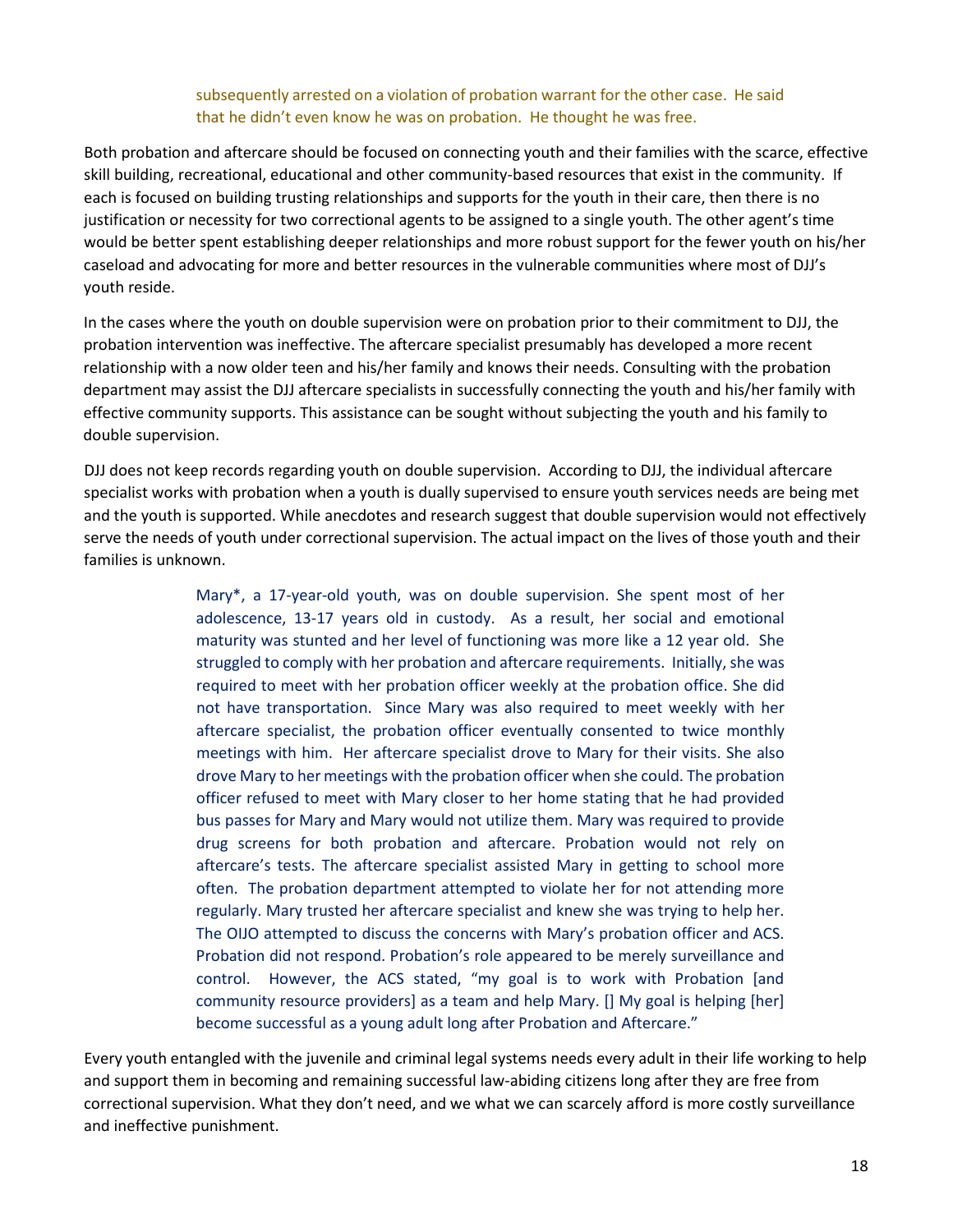> subsequently arrested on a violation of probation warrant for the other case. He said that he didn't even know he was on probation. He thought he was free.

Both probation and aftercare should be focused on connecting youth and their families with the scarce, effective skill building, recreational, educational and other community-based resources that exist in the community. If each is focused on building trusting relationships and supports for the youth in their care, then there is no justification or necessity for two correctional agents to be assigned to a single youth. The other agent's time would be better spent establishing deeper relationships and more robust support for the fewer youth on his/her caseload and advocating for more and better resources in the vulnerable communities where most of DJJ's youth reside.

In the cases where the youth on double supervision were on probation prior to their commitment to DJJ, the probation intervention was ineffective. The aftercare specialist presumably has developed a more recent relationship with a now older teen and his/her family and knows their needs. Consulting with the probation department may assist the DJJ aftercare specialists in successfully connecting the youth and his/her family with effective community supports. This assistance can be sought without subjecting the youth and his family to double supervision.

DJJ does not keep records regarding youth on double supervision. According to DJJ, the individual aftercare specialist works with probation when a youth is dually supervised to ensure youth services needs are being met and the youth is supported. While anecdotes and research suggest that double supervision would not effectively serve the needs of youth under correctional supervision. The actual impact on the lives of those youth and their families is unknown.

> Mary*, a 17-year-old youth, was on double supervision. She spent most of her adolescence, 13-17 years old in custody. As a result, her social and emotional maturity was stunted and her level of functioning was more like a 12 year old. She struggled to comply with her probation and aftercare requirements. Initially, she was required to meet with her probation officer weekly at the probation office. She did not have transportation. Since Mary was also required to meet weekly with her aftercare specialist, the probation officer eventually consented to twice monthly meetings with him. Her aftercare specialist drove to Mary for their visits. She also drove Mary to her meetings with the probation officer when she could. The probation officer refused to meet with Mary closer to her home stating that he had provided bus passes for Mary and Mary would not utilize them. Mary was required to provide drug screens for both probation and aftercare. Probation would not rely on aftercare's tests. The aftercare specialist assisted Mary in getting to school more often. The probation department attempted to violate her for not attending more regularly. Mary trusted her aftercare specialist and knew she was trying to help her. The OIJO attempted to discuss the concerns with Mary's probation officer and ACS. Probation did not respond. Probation's role appeared to be merely surveillance and control. However, the ACS stated, "my goal is to work with Probation [and community resource providers] as a team and help Mary. [] My goal is helping [her] become successful as a young adult long after Probation and Aftercare."

Every youth entangled with the juvenile and criminal legal systems needs every adult in their life working to help and support them in becoming and remaining successful law-abiding citizens long after they are free from correctional supervision. What they don't need, and we what we can scarcely afford is more costly surveillance and ineffective punishment.